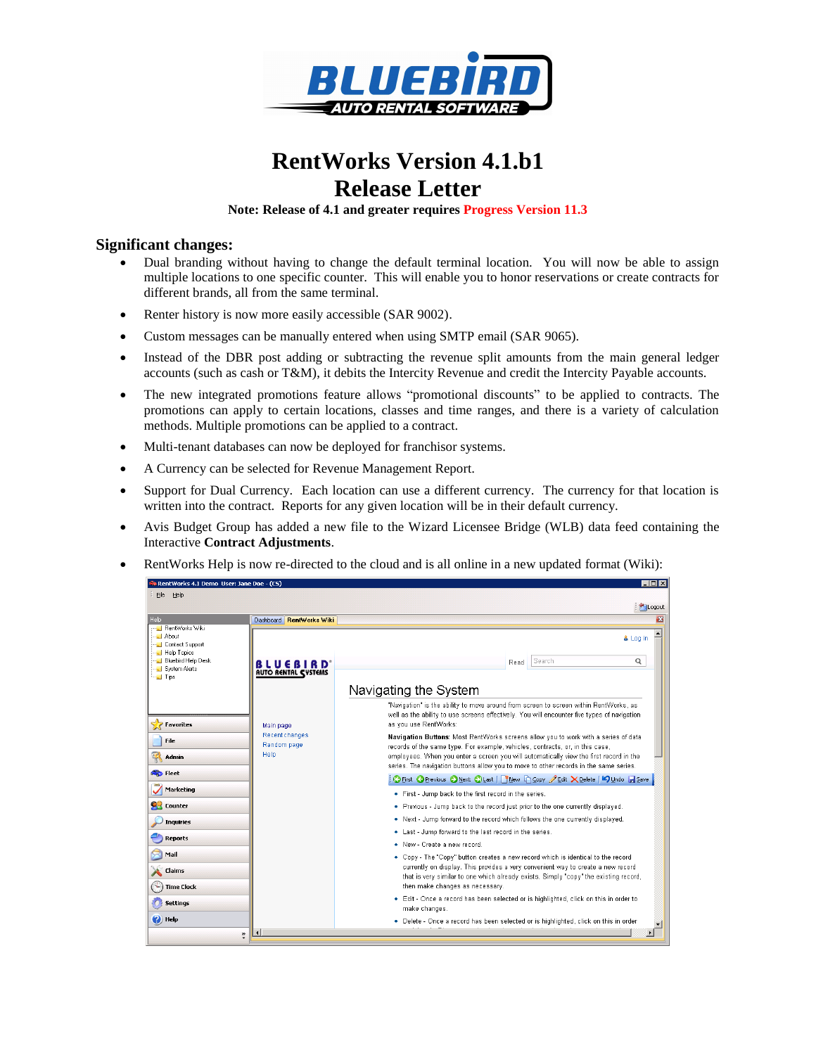# RentWorks Version 4.1.b1
# Release Letter

**Note: Release of 4.1 and greater requires Progress Version 11.3**

## Significant changes:

- Dual branding without having to change the default terminal location. You will now be able to assign multiple locations to one specific counter. This will enable you to honor reservations or create contracts for different brands, all from the same terminal.
- Renter history is now more easily accessible (SAR 9002).
- Custom messages can be manually entered when using SMTP email (SAR 9065).
- Instead of the DBR post adding or subtracting the revenue split amounts from the main general ledger accounts (such as cash or T&M), it debits the Intercity Revenue and credit the Intercity Payable accounts.
- The new integrated promotions feature allows "promotional discounts" to be applied to contracts. The promotions can apply to certain locations, classes and time ranges, and there is a variety of calculation methods. Multiple promotions can be applied to a contract.
- Multi-tenant databases can now be deployed for franchisor systems.
- A Currency can be selected for Revenue Management Report.
- Support for Dual Currency. Each location can use a different currency. The currency for that location is written into the contract. Reports for any given location will be in their default currency.
- Avis Budget Group has added a new file to the Wizard Licensee Bridge (WLB) data feed containing the Interactive **Contract Adjustments**.
- RentWorks Help is now re-directed to the cloud and is all online in a new updated format (Wiki):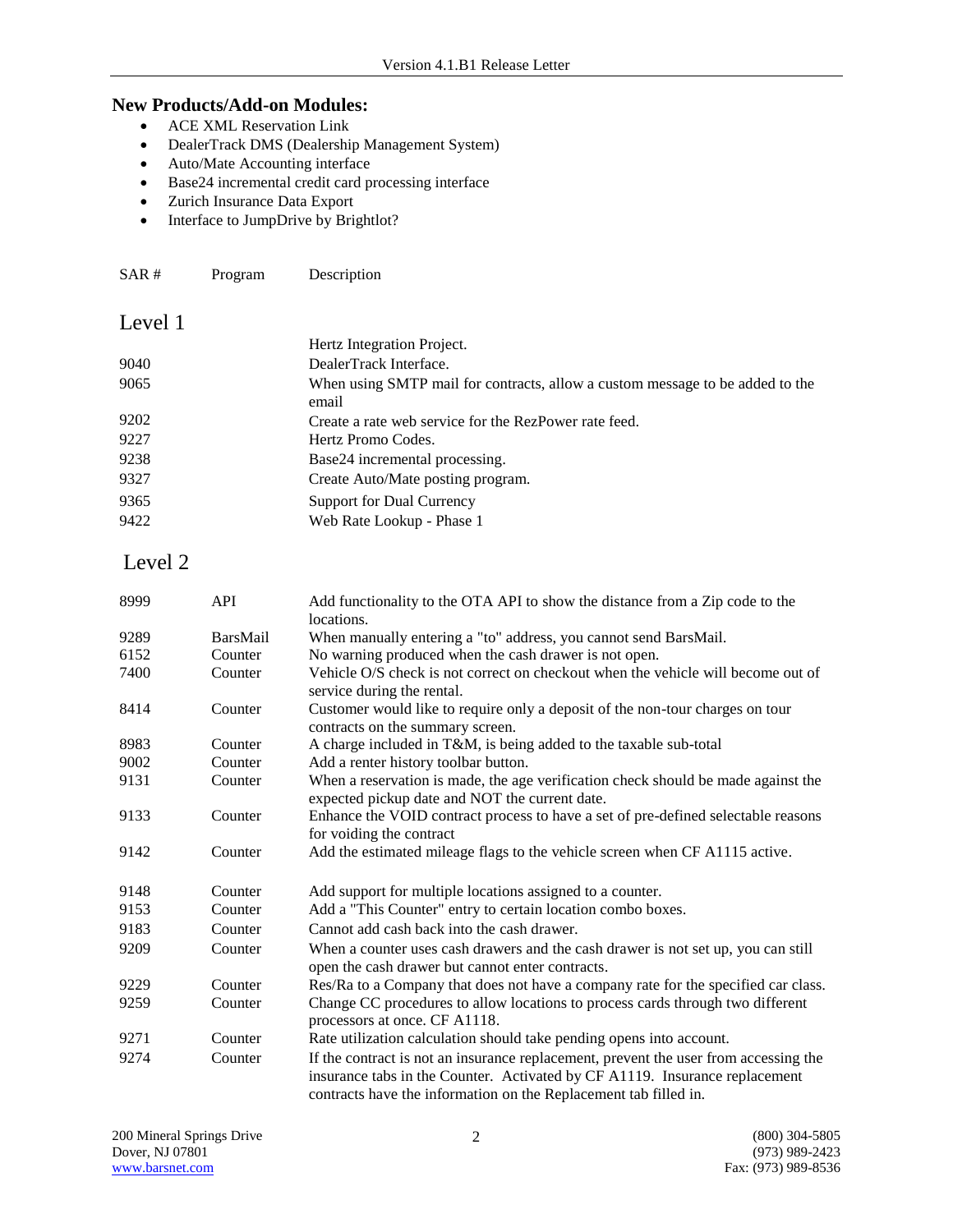## New Products/Add-on Modules:

- ACE XML Reservation Link
- DealerTrack DMS (Dealership Management System)
- Auto/Mate Accounting interface
- Base24 incremental credit card processing interface
- Zurich Insurance Data Export
- Interface to JumpDrive by Brightlot?

| SAR # | Program | Description |
|---|---|---|

### Level 1

| SAR # | Program | Description |
|---|---|---|
| | | Hertz Integration Project. |
| 9040 | | DealerTrack Interface. |
| 9065 | | When using SMTP mail for contracts, allow a custom message to be added to the email |
| 9202 | | Create a rate web service for the RezPower rate feed. |
| 9227 | | Hertz Promo Codes. |
| 9238 | | Base24 incremental processing. |
| 9327 | | Create Auto/Mate posting program. |
| 9365 | | Support for Dual Currency |
| 9422 | | Web Rate Lookup - Phase 1 |

### Level 2

| SAR # | Program | Description |
|---|---|---|
| 8999 | API | Add functionality to the OTA API to show the distance from a Zip code to the locations. |
| 9289 | BarsMail | When manually entering a "to" address, you cannot send BarsMail. |
| 6152 | Counter | No warning produced when the cash drawer is not open. |
| 7400 | Counter | Vehicle O/S check is not correct on checkout when the vehicle will become out of service during the rental. |
| 8414 | Counter | Customer would like to require only a deposit of the non-tour charges on tour contracts on the summary screen. |
| 8983 | Counter | A charge included in T&M, is being added to the taxable sub-total |
| 9002 | Counter | Add a renter history toolbar button. |
| 9131 | Counter | When a reservation is made, the age verification check should be made against the expected pickup date and NOT the current date. |
| 9133 | Counter | Enhance the VOID contract process to have a set of pre-defined selectable reasons for voiding the contract |
| 9142 | Counter | Add the estimated mileage flags to the vehicle screen when CF A1115 active. |
| 9148 | Counter | Add support for multiple locations assigned to a counter. |
| 9153 | Counter | Add a "This Counter" entry to certain location combo boxes. |
| 9183 | Counter | Cannot add cash back into the cash drawer. |
| 9209 | Counter | When a counter uses cash drawers and the cash drawer is not set up, you can still open the cash drawer but cannot enter contracts. |
| 9229 | Counter | Res/Ra to a Company that does not have a company rate for the specified car class. |
| 9259 | Counter | Change CC procedures to allow locations to process cards through two different processors at once. CF A1118. |
| 9271 | Counter | Rate utilization calculation should take pending opens into account. |
| 9274 | Counter | If the contract is not an insurance replacement, prevent the user from accessing the insurance tabs in the Counter. Activated by CF A1119. Insurance replacement contracts have the information on the Replacement tab filled in. |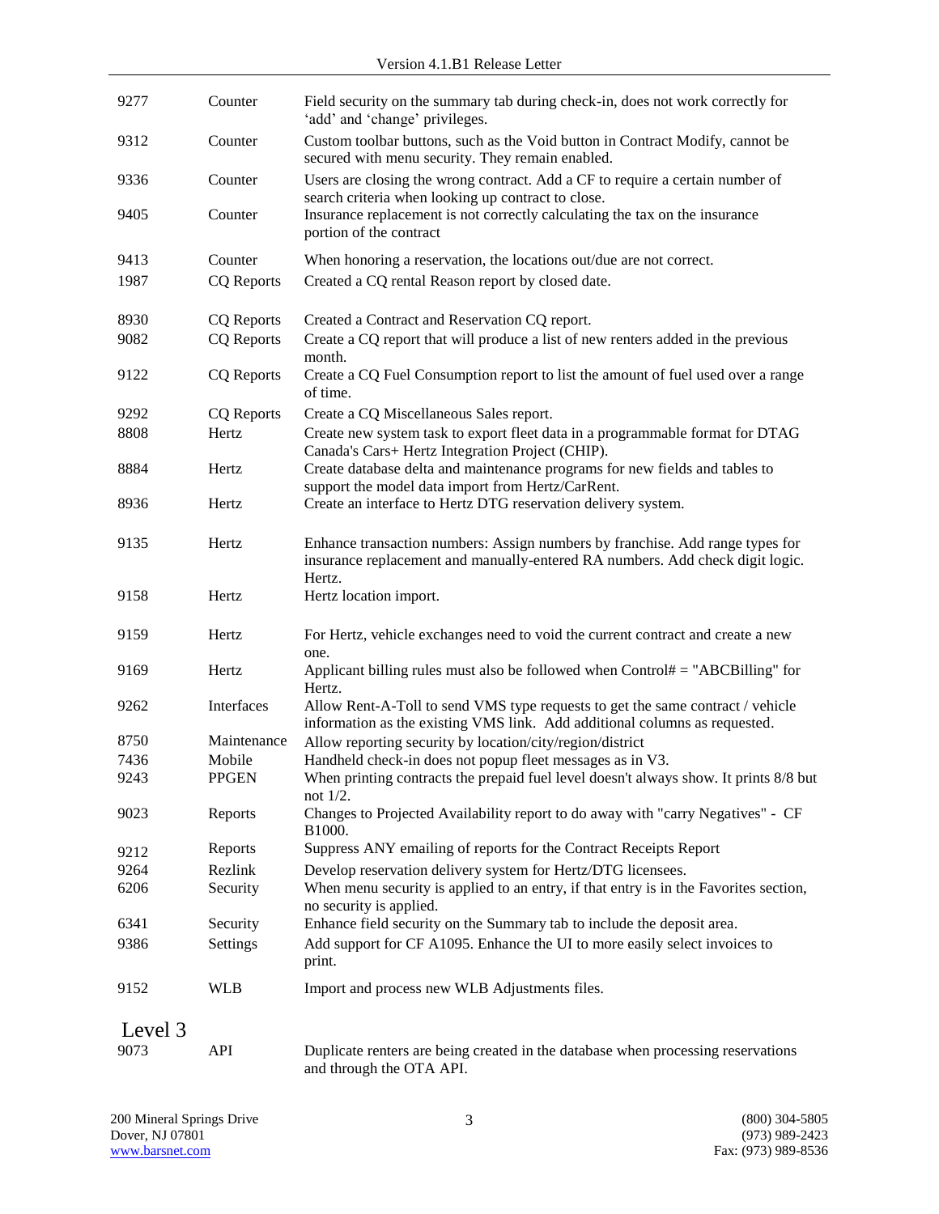| | | |
|---|---|---|
| 9277 | Counter | Field security on the summary tab during check-in, does not work correctly for ‘add’ and ‘change’ privileges. |
| 9312 | Counter | Custom toolbar buttons, such as the Void button in Contract Modify, cannot be secured with menu security. They remain enabled. |
| 9336 | Counter | Users are closing the wrong contract. Add a CF to require a certain number of search criteria when looking up contract to close. |
| 9405 | Counter | Insurance replacement is not correctly calculating the tax on the insurance portion of the contract |
| 9413 | Counter | When honoring a reservation, the locations out/due are not correct. |
| 1987 | CQ Reports | Created a CQ rental Reason report by closed date. |
| 8930 | CQ Reports | Created a Contract and Reservation CQ report. |
| 9082 | CQ Reports | Create a CQ report that will produce a list of new renters added in the previous month. |
| 9122 | CQ Reports | Create a CQ Fuel Consumption report to list the amount of fuel used over a range of time. |
| 9292 | CQ Reports | Create a CQ Miscellaneous Sales report. |
| 8808 | Hertz | Create new system task to export fleet data in a programmable format for DTAG Canada's Cars+ Hertz Integration Project (CHIP). |
| 8884 | Hertz | Create database delta and maintenance programs for new fields and tables to support the model data import from Hertz/CarRent. |
| 8936 | Hertz | Create an interface to Hertz DTG reservation delivery system. |
| 9135 | Hertz | Enhance transaction numbers: Assign numbers by franchise. Add range types for insurance replacement and manually-entered RA numbers. Add check digit logic. Hertz. |
| 9158 | Hertz | Hertz location import. |
| 9159 | Hertz | For Hertz, vehicle exchanges need to void the current contract and create a new one. |
| 9169 | Hertz | Applicant billing rules must also be followed when Control# = "ABCBilling" for Hertz. |
| 9262 | Interfaces | Allow Rent-A-Toll to send VMS type requests to get the same contract / vehicle information as the existing VMS link. Add additional columns as requested. |
| 8750 | Maintenance | Allow reporting security by location/city/region/district |
| 7436 | Mobile | Handheld check-in does not popup fleet messages as in V3. |
| 9243 | PPGEN | When printing contracts the prepaid fuel level doesn't always show. It prints 8/8 but not 1/2. |
| 9023 | Reports | Changes to Projected Availability report to do away with "carry Negatives" - CF B1000. |
| 9212 | Reports | Suppress ANY emailing of reports for the Contract Receipts Report |
| 9264 | Rezlink | Develop reservation delivery system for Hertz/DTG licensees. |
| 6206 | Security | When menu security is applied to an entry, if that entry is in the Favorites section, no security is applied. |
| 6341 | Security | Enhance field security on the Summary tab to include the deposit area. |
| 9386 | Settings | Add support for CF A1095. Enhance the UI to more easily select invoices to print. |
| 9152 | WLB | Import and process new WLB Adjustments files. |

## Level 3

| | | |
|---|---|---|
| 9073 | API | Duplicate renters are being created in the database when processing reservations and through the OTA API. |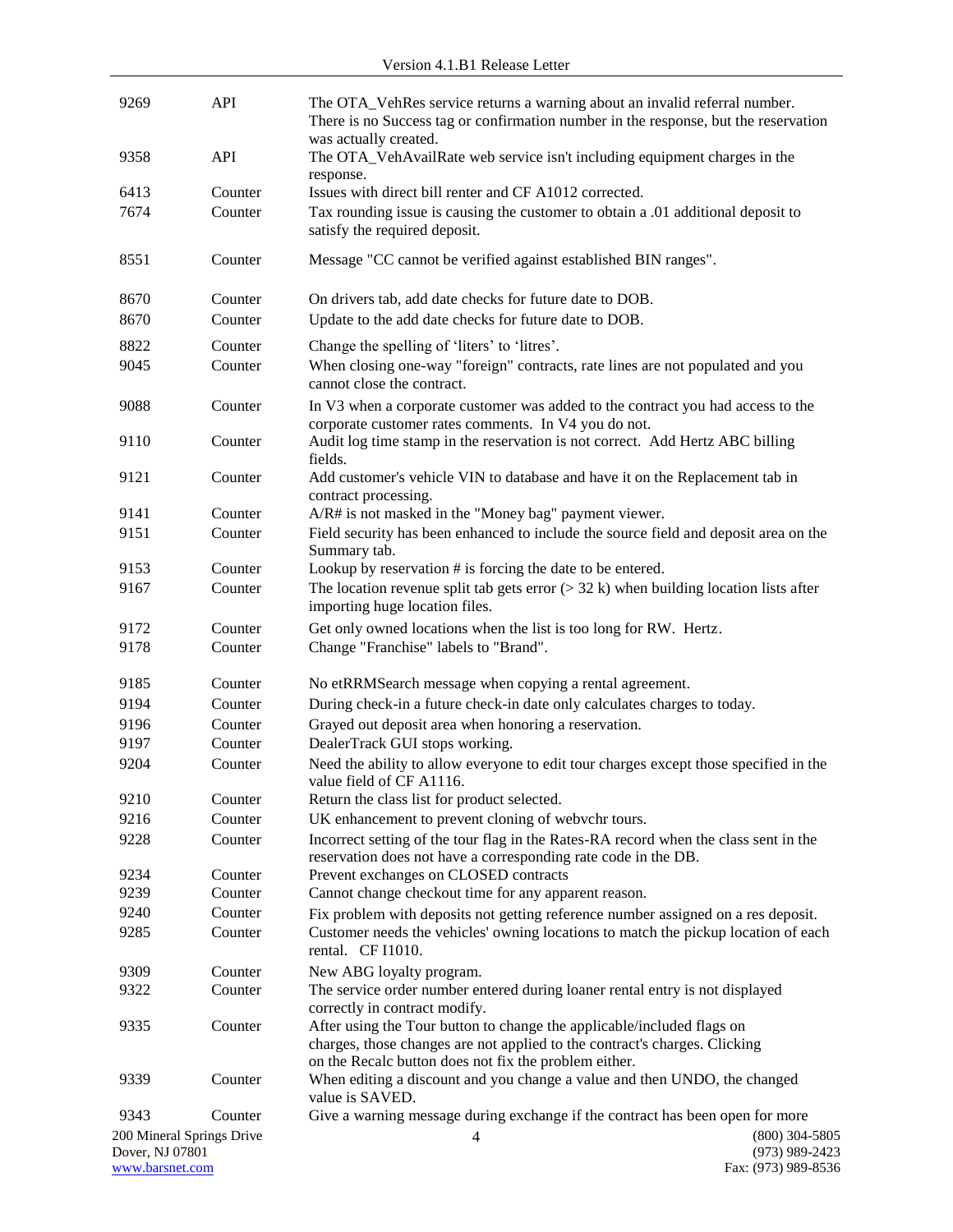| | | |
|---|---|---|
| 9269 | API | The OTA_VehRes service returns a warning about an invalid referral number. There is no Success tag or confirmation number in the response, but the reservation was actually created. |
| 9358 | API | The OTA_VehAvailRate web service isn't including equipment charges in the response. |
| 6413 | Counter | Issues with direct bill renter and CF A1012 corrected. |
| 7674 | Counter | Tax rounding issue is causing the customer to obtain a .01 additional deposit to satisfy the required deposit. |
| 8551 | Counter | Message "CC cannot be verified against established BIN ranges". |
| 8670 | Counter | On drivers tab, add date checks for future date to DOB. |
| 8670 | Counter | Update to the add date checks for future date to DOB. |
| 8822 | Counter | Change the spelling of 'liters' to 'litres'. |
| 9045 | Counter | When closing one-way "foreign" contracts, rate lines are not populated and you cannot close the contract. |
| 9088 | Counter | In V3 when a corporate customer was added to the contract you had access to the corporate customer rates comments. In V4 you do not. |
| 9110 | Counter | Audit log time stamp in the reservation is not correct. Add Hertz ABC billing fields. |
| 9121 | Counter | Add customer's vehicle VIN to database and have it on the Replacement tab in contract processing. |
| 9141 | Counter | A/R# is not masked in the "Money bag" payment viewer. |
| 9151 | Counter | Field security has been enhanced to include the source field and deposit area on the Summary tab. |
| 9153 | Counter | Lookup by reservation # is forcing the date to be entered. |
| 9167 | Counter | The location revenue split tab gets error (> 32 k) when building location lists after importing huge location files. |
| 9172 | Counter | Get only owned locations when the list is too long for RW. Hertz. |
| 9178 | Counter | Change "Franchise" labels to "Brand". |
| 9185 | Counter | No etRRMSearch message when copying a rental agreement. |
| 9194 | Counter | During check-in a future check-in date only calculates charges to today. |
| 9196 | Counter | Grayed out deposit area when honoring a reservation. |
| 9197 | Counter | DealerTrack GUI stops working. |
| 9204 | Counter | Need the ability to allow everyone to edit tour charges except those specified in the value field of CF A1116. |
| 9210 | Counter | Return the class list for product selected. |
| 9216 | Counter | UK enhancement to prevent cloning of webvchr tours. |
| 9228 | Counter | Incorrect setting of the tour flag in the Rates-RA record when the class sent in the reservation does not have a corresponding rate code in the DB. |
| 9234 | Counter | Prevent exchanges on CLOSED contracts |
| 9239 | Counter | Cannot change checkout time for any apparent reason. |
| 9240 | Counter | Fix problem with deposits not getting reference number assigned on a res deposit. |
| 9285 | Counter | Customer needs the vehicles' owning locations to match the pickup location of each rental. CF I1010. |
| 9309 | Counter | New ABG loyalty program. |
| 9322 | Counter | The service order number entered during loaner rental entry is not displayed correctly in contract modify. |
| 9335 | Counter | After using the Tour button to change the applicable/included flags on charges, those changes are not applied to the contract's charges. Clicking on the Recalc button does not fix the problem either. |
| 9339 | Counter | When editing a discount and you change a value and then UNDO, the changed value is SAVED. |
| 9343 | Counter | Give a warning message during exchange if the contract has been open for more |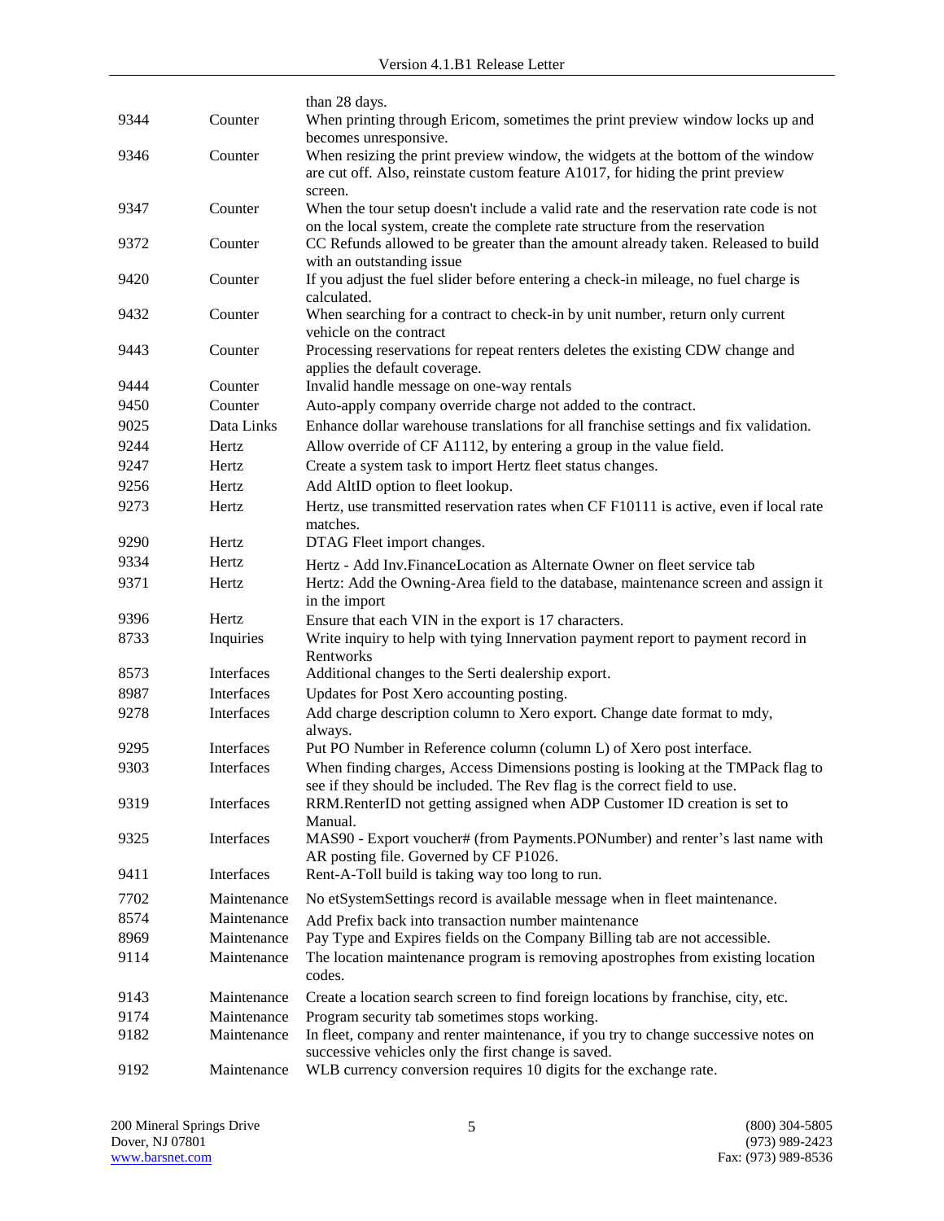| | | than 28 days. |
|---|---|---|
| 9344 | Counter | When printing through Ericom, sometimes the print preview window locks up and becomes unresponsive. |
| 9346 | Counter | When resizing the print preview window, the widgets at the bottom of the window are cut off. Also, reinstate custom feature A1017, for hiding the print preview screen. |
| 9347 | Counter | When the tour setup doesn't include a valid rate and the reservation rate code is not on the local system, create the complete rate structure from the reservation |
| 9372 | Counter | CC Refunds allowed to be greater than the amount already taken. Released to build with an outstanding issue |
| 9420 | Counter | If you adjust the fuel slider before entering a check-in mileage, no fuel charge is calculated. |
| 9432 | Counter | When searching for a contract to check-in by unit number, return only current vehicle on the contract |
| 9443 | Counter | Processing reservations for repeat renters deletes the existing CDW change and applies the default coverage. |
| 9444 | Counter | Invalid handle message on one-way rentals |
| 9450 | Counter | Auto-apply company override charge not added to the contract. |
| 9025 | Data Links | Enhance dollar warehouse translations for all franchise settings and fix validation. |
| 9244 | Hertz | Allow override of CF A1112, by entering a group in the value field. |
| 9247 | Hertz | Create a system task to import Hertz fleet status changes. |
| 9256 | Hertz | Add AltID option to fleet lookup. |
| 9273 | Hertz | Hertz, use transmitted reservation rates when CF F10111 is active, even if local rate matches. |
| 9290 | Hertz | DTAG Fleet import changes. |
| 9334 | Hertz | Hertz - Add Inv.FinanceLocation as Alternate Owner on fleet service tab |
| 9371 | Hertz | Hertz: Add the Owning-Area field to the database, maintenance screen and assign it in the import |
| 9396 | Hertz | Ensure that each VIN in the export is 17 characters. |
| 8733 | Inquiries | Write inquiry to help with tying Innervation payment report to payment record in Rentworks |
| 8573 | Interfaces | Additional changes to the Serti dealership export. |
| 8987 | Interfaces | Updates for Post Xero accounting posting. |
| 9278 | Interfaces | Add charge description column to Xero export. Change date format to mdy, always. |
| 9295 | Interfaces | Put PO Number in Reference column (column L) of Xero post interface. |
| 9303 | Interfaces | When finding charges, Access Dimensions posting is looking at the TMPack flag to see if they should be included. The Rev flag is the correct field to use. |
| 9319 | Interfaces | RRM.RenterID not getting assigned when ADP Customer ID creation is set to Manual. |
| 9325 | Interfaces | MAS90 - Export voucher# (from Payments.PONumber) and renter's last name with AR posting file. Governed by CF P1026. |
| 9411 | Interfaces | Rent-A-Toll build is taking way too long to run. |
| 7702 | Maintenance | No etSystemSettings record is available message when in fleet maintenance. |
| 8574 | Maintenance | Add Prefix back into transaction number maintenance |
| 8969 | Maintenance | Pay Type and Expires fields on the Company Billing tab are not accessible. |
| 9114 | Maintenance | The location maintenance program is removing apostrophes from existing location codes. |
| 9143 | Maintenance | Create a location search screen to find foreign locations by franchise, city, etc. |
| 9174 | Maintenance | Program security tab sometimes stops working. |
| 9182 | Maintenance | In fleet, company and renter maintenance, if you try to change successive notes on successive vehicles only the first change is saved. |
| 9192 | Maintenance | WLB currency conversion requires 10 digits for the exchange rate. |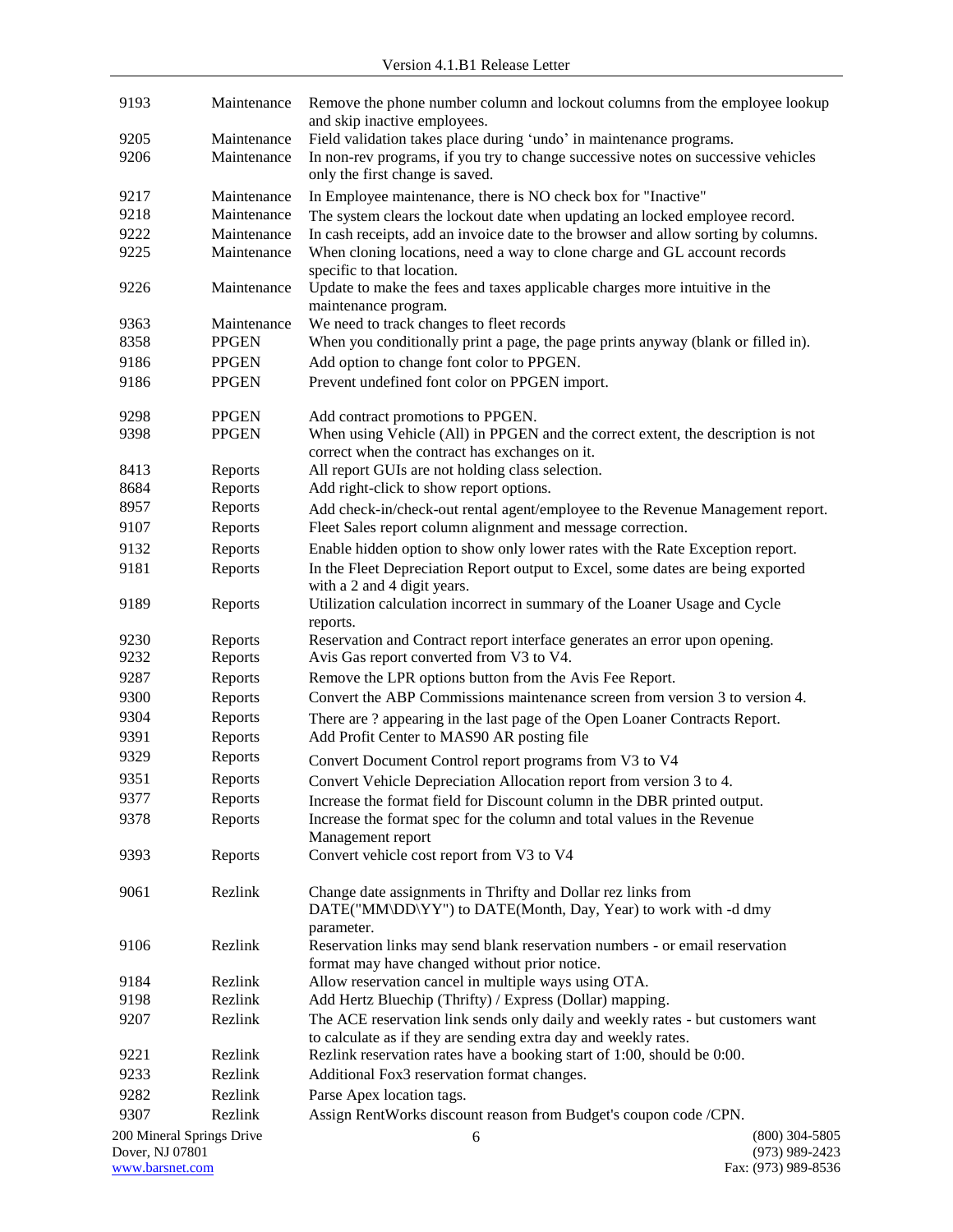| | | |
|---|---|---|
| 9193 | Maintenance | Remove the phone number column and lockout columns from the employee lookup and skip inactive employees. |
| 9205 | Maintenance | Field validation takes place during 'undo' in maintenance programs. |
| 9206 | Maintenance | In non-rev programs, if you try to change successive notes on successive vehicles only the first change is saved. |
| 9217 | Maintenance | In Employee maintenance, there is NO check box for "Inactive" |
| 9218 | Maintenance | The system clears the lockout date when updating an locked employee record. |
| 9222 | Maintenance | In cash receipts, add an invoice date to the browser and allow sorting by columns. |
| 9225 | Maintenance | When cloning locations, need a way to clone charge and GL account records specific to that location. |
| 9226 | Maintenance | Update to make the fees and taxes applicable charges more intuitive in the maintenance program. |
| 9363 | Maintenance | We need to track changes to fleet records |
| 8358 | PPGEN | When you conditionally print a page, the page prints anyway (blank or filled in). |
| 9186 | PPGEN | Add option to change font color to PPGEN. |
| 9186 | PPGEN | Prevent undefined font color on PPGEN import. |
| 9298 | PPGEN | Add contract promotions to PPGEN. |
| 9398 | PPGEN | When using Vehicle (All) in PPGEN and the correct extent, the description is not correct when the contract has exchanges on it. |
| 8413 | Reports | All report GUIs are not holding class selection. |
| 8684 | Reports | Add right-click to show report options. |
| 8957 | Reports | Add check-in/check-out rental agent/employee to the Revenue Management report. |
| 9107 | Reports | Fleet Sales report column alignment and message correction. |
| 9132 | Reports | Enable hidden option to show only lower rates with the Rate Exception report. |
| 9181 | Reports | In the Fleet Depreciation Report output to Excel, some dates are being exported with a 2 and 4 digit years. |
| 9189 | Reports | Utilization calculation incorrect in summary of the Loaner Usage and Cycle reports. |
| 9230 | Reports | Reservation and Contract report interface generates an error upon opening. |
| 9232 | Reports | Avis Gas report converted from V3 to V4. |
| 9287 | Reports | Remove the LPR options button from the Avis Fee Report. |
| 9300 | Reports | Convert the ABP Commissions maintenance screen from version 3 to version 4. |
| 9304 | Reports | There are ? appearing in the last page of the Open Loaner Contracts Report. |
| 9391 | Reports | Add Profit Center to MAS90 AR posting file |
| 9329 | Reports | Convert Document Control report programs from V3 to V4 |
| 9351 | Reports | Convert Vehicle Depreciation Allocation report from version 3 to 4. |
| 9377 | Reports | Increase the format field for Discount column in the DBR printed output. |
| 9378 | Reports | Increase the format spec for the column and total values in the Revenue Management report |
| 9393 | Reports | Convert vehicle cost report from V3 to V4 |
| 9061 | Rezlink | Change date assignments in Thrifty and Dollar rez links from DATE("MM\DD\YY") to DATE(Month, Day, Year) to work with -d dmy parameter. |
| 9106 | Rezlink | Reservation links may send blank reservation numbers - or email reservation format may have changed without prior notice. |
| 9184 | Rezlink | Allow reservation cancel in multiple ways using OTA. |
| 9198 | Rezlink | Add Hertz Bluechip (Thrifty) / Express (Dollar) mapping. |
| 9207 | Rezlink | The ACE reservation link sends only daily and weekly rates - but customers want to calculate as if they are sending extra day and weekly rates. |
| 9221 | Rezlink | Rezlink reservation rates have a booking start of 1:00, should be 0:00. |
| 9233 | Rezlink | Additional Fox3 reservation format changes. |
| 9282 | Rezlink | Parse Apex location tags. |
| 9307 | Rezlink | Assign RentWorks discount reason from Budget's coupon code /CPN. |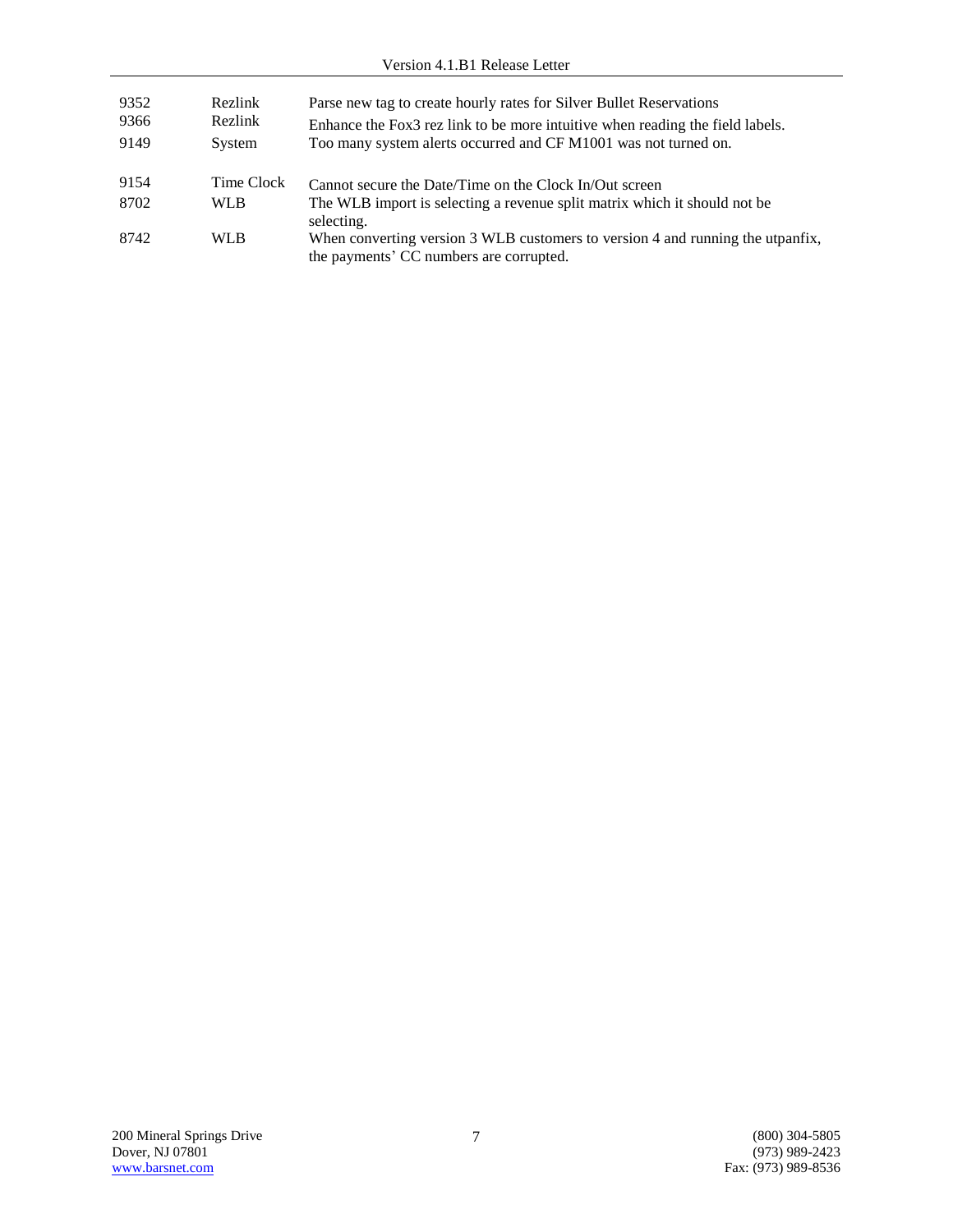| | | |
|---|---|---|
| 9352 | Rezlink | Parse new tag to create hourly rates for Silver Bullet Reservations |
| 9366 | Rezlink | Enhance the Fox3 rez link to be more intuitive when reading the field labels. |
| 9149 | System | Too many system alerts occurred and CF M1001 was not turned on. |
| 9154 | Time Clock | Cannot secure the Date/Time on the Clock In/Out screen |
| 8702 | WLB | The WLB import is selecting a revenue split matrix which it should not be selecting. |
| 8742 | WLB | When converting version 3 WLB customers to version 4 and running the utpanfix, the payments' CC numbers are corrupted. |